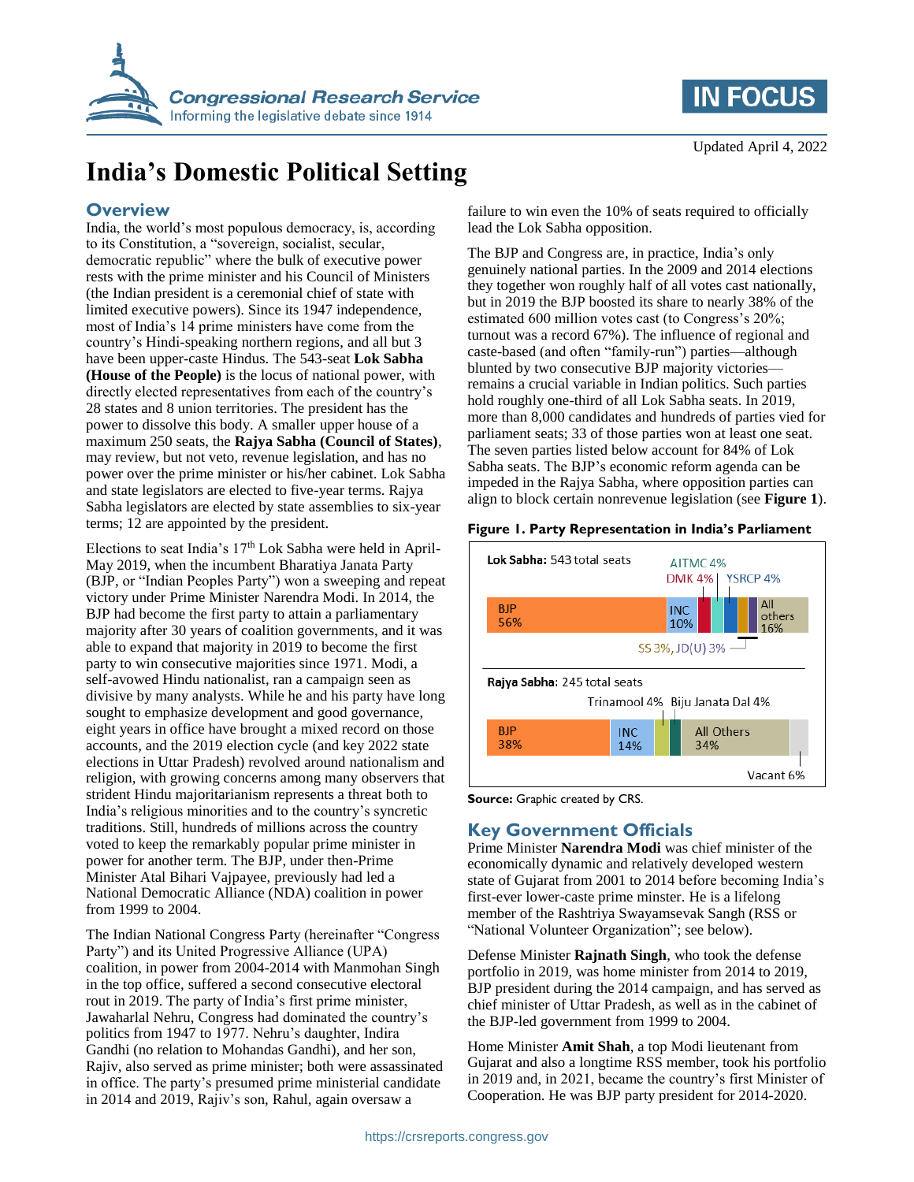Updated April 4, 2022

# India's Domestic Political Setting

## Overview

India, the world's most populous democracy, is, according to its Constitution, a "sovereign, socialist, secular, democratic republic" where the bulk of executive power rests with the prime minister and his Council of Ministers (the Indian president is a ceremonial chief of state with limited executive powers). Since its 1947 independence, most of India's 14 prime ministers have come from the country's Hindi-speaking northern regions, and all but 3 have been upper-caste Hindus. The 543-seat **Lok Sabha (House of the People)** is the locus of national power, with directly elected representatives from each of the country's 28 states and 8 union territories. The president has the power to dissolve this body. A smaller upper house of a maximum 250 seats, the **Rajya Sabha (Council of States)**, may review, but not veto, revenue legislation, and has no power over the prime minister or his/her cabinet. Lok Sabha and state legislators are elected to five-year terms. Rajya Sabha legislators are elected by state assemblies to six-year terms; 12 are appointed by the president.

Elections to seat India's 17th Lok Sabha were held in April-May 2019, when the incumbent Bharatiya Janata Party (BJP, or "Indian Peoples Party") won a sweeping and repeat victory under Prime Minister Narendra Modi. In 2014, the BJP had become the first party to attain a parliamentary majority after 30 years of coalition governments, and it was able to expand that majority in 2019 to become the first party to win consecutive majorities since 1971. Modi, a self-avowed Hindu nationalist, ran a campaign seen as divisive by many analysts. While he and his party have long sought to emphasize development and good governance, eight years in office have brought a mixed record on those accounts, and the 2019 election cycle (and key 2022 state elections in Uttar Pradesh) revolved around nationalism and religion, with growing concerns among many observers that strident Hindu majoritarianism represents a threat both to India's religious minorities and to the country's syncretic traditions. Still, hundreds of millions across the country voted to keep the remarkably popular prime minister in power for another term. The BJP, under then-Prime Minister Atal Bihari Vajpayee, previously had led a National Democratic Alliance (NDA) coalition in power from 1999 to 2004.

The Indian National Congress Party (hereinafter "Congress Party") and its United Progressive Alliance (UPA) coalition, in power from 2004-2014 with Manmohan Singh in the top office, suffered a second consecutive electoral rout in 2019. The party of India's first prime minister, Jawaharlal Nehru, Congress had dominated the country's politics from 1947 to 1977. Nehru's daughter, Indira Gandhi (no relation to Mohandas Gandhi), and her son, Rajiv, also served as prime minister; both were assassinated in office. The party's presumed prime ministerial candidate in 2014 and 2019, Rajiv's son, Rahul, again oversaw a failure to win even the 10% of seats required to officially lead the Lok Sabha opposition.

The BJP and Congress are, in practice, India's only genuinely national parties. In the 2009 and 2014 elections they together won roughly half of all votes cast nationally, but in 2019 the BJP boosted its share to nearly 38% of the estimated 600 million votes cast (to Congress's 20%; turnout was a record 67%). The influence of regional and caste-based (and often "family-run") parties—although blunted by two consecutive BJP majority victories—remains a crucial variable in Indian politics. Such parties hold roughly one-third of all Lok Sabha seats. In 2019, more than 8,000 candidates and hundreds of parties vied for parliament seats; 33 of those parties won at least one seat. The seven parties listed below account for 84% of Lok Sabha seats. The BJP's economic reform agenda can be impeded in the Rajya Sabha, where opposition parties can align to block certain nonrevenue legislation (see **Figure 1**).

**Figure 1. Party Representation in India's Parliament**

**Lok Sabha:** 543 total seats

| Party | Share |
|---|---|
| BJP | 56% |
| INC | 10% |
| DMK | 4% |
| AITMC | 4% |
| YSRCP | 4% |
| SS | 3% |
| JD(U) | 3% |
| All others | 16% |

**Rajya Sabha:** 245 total seats

| Party | Share |
|---|---|
| BJP | 38% |
| INC | 14% |
| Trinamool | 4% |
| Biju Janata Dal | 4% |
| All Others | 34% |
| Vacant | 6% |

**Source:** Graphic created by CRS.

## Key Government Officials

Prime Minister **Narendra Modi** was chief minister of the economically dynamic and relatively developed western state of Gujarat from 2001 to 2014 before becoming India's first-ever lower-caste prime minster. He is a lifelong member of the Rashtriya Swayamsevak Sangh (RSS or "National Volunteer Organization"; see below).

Defense Minister **Rajnath Singh**, who took the defense portfolio in 2019, was home minister from 2014 to 2019, BJP president during the 2014 campaign, and has served as chief minister of Uttar Pradesh, as well as in the cabinet of the BJP-led government from 1999 to 2004.

Home Minister **Amit Shah**, a top Modi lieutenant from Gujarat and also a longtime RSS member, took his portfolio in 2019 and, in 2021, became the country's first Minister of Cooperation. He was BJP party president for 2014-2020.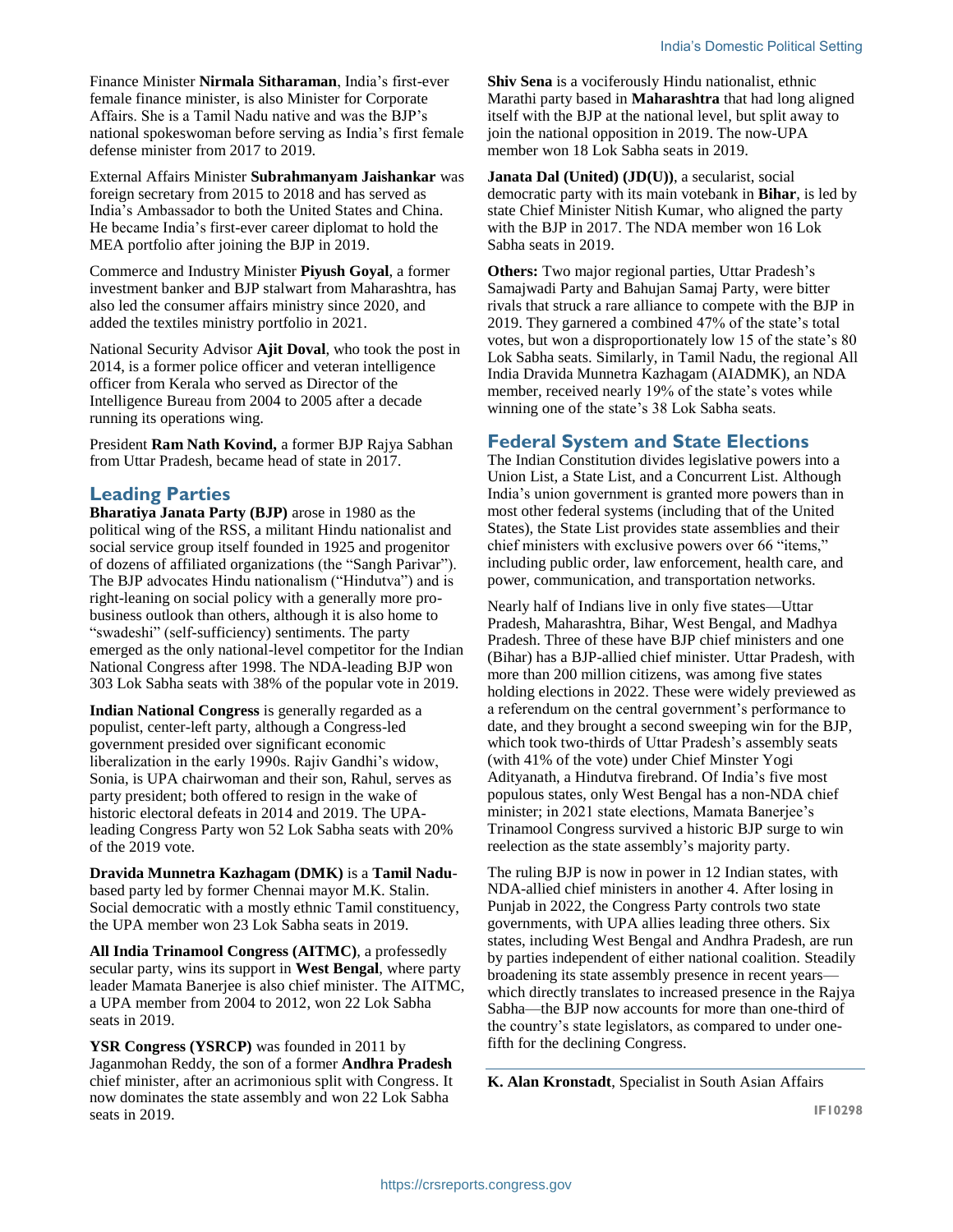Finance Minister **Nirmala Sitharaman**, India's first-ever female finance minister, is also Minister for Corporate Affairs. She is a Tamil Nadu native and was the BJP's national spokeswoman before serving as India's first female defense minister from 2017 to 2019.

External Affairs Minister **Subrahmanyam Jaishankar** was foreign secretary from 2015 to 2018 and has served as India's Ambassador to both the United States and China. He became India's first-ever career diplomat to hold the MEA portfolio after joining the BJP in 2019.

Commerce and Industry Minister **Piyush Goyal**, a former investment banker and BJP stalwart from Maharashtra, has also led the consumer affairs ministry since 2020, and added the textiles ministry portfolio in 2021.

National Security Advisor **Ajit Doval**, who took the post in 2014, is a former police officer and veteran intelligence officer from Kerala who served as Director of the Intelligence Bureau from 2004 to 2005 after a decade running its operations wing.

President **Ram Nath Kovind,** a former BJP Rajya Sabhan from Uttar Pradesh, became head of state in 2017.

## Leading Parties

**Bharatiya Janata Party (BJP)** arose in 1980 as the political wing of the RSS, a militant Hindu nationalist and social service group itself founded in 1925 and progenitor of dozens of affiliated organizations (the "Sangh Parivar"). The BJP advocates Hindu nationalism ("Hindutva") and is right-leaning on social policy with a generally more pro-business outlook than others, although it is also home to "swadeshi" (self-sufficiency) sentiments. The party emerged as the only national-level competitor for the Indian National Congress after 1998. The NDA-leading BJP won 303 Lok Sabha seats with 38% of the popular vote in 2019.

**Indian National Congress** is generally regarded as a populist, center-left party, although a Congress-led government presided over significant economic liberalization in the early 1990s. Rajiv Gandhi's widow, Sonia, is UPA chairwoman and their son, Rahul, serves as party president; both offered to resign in the wake of historic electoral defeats in 2014 and 2019. The UPA-leading Congress Party won 52 Lok Sabha seats with 20% of the 2019 vote.

**Dravida Munnetra Kazhagam (DMK)** is a **Tamil Nadu**-based party led by former Chennai mayor M.K. Stalin. Social democratic with a mostly ethnic Tamil constituency, the UPA member won 23 Lok Sabha seats in 2019.

**All India Trinamool Congress (AITMC)**, a professedly secular party, wins its support in **West Bengal**, where party leader Mamata Banerjee is also chief minister. The AITMC, a UPA member from 2004 to 2012, won 22 Lok Sabha seats in 2019.

**YSR Congress (YSRCP)** was founded in 2011 by Jaganmohan Reddy, the son of a former **Andhra Pradesh** chief minister, after an acrimonious split with Congress. It now dominates the state assembly and won 22 Lok Sabha seats in 2019.

**Shiv Sena** is a vociferously Hindu nationalist, ethnic Marathi party based in **Maharashtra** that had long aligned itself with the BJP at the national level, but split away to join the national opposition in 2019. The now-UPA member won 18 Lok Sabha seats in 2019.

**Janata Dal (United) (JD(U))**, a secularist, social democratic party with its main votebank in **Bihar**, is led by state Chief Minister Nitish Kumar, who aligned the party with the BJP in 2017. The NDA member won 16 Lok Sabha seats in 2019.

**Others:** Two major regional parties, Uttar Pradesh's Samajwadi Party and Bahujan Samaj Party, were bitter rivals that struck a rare alliance to compete with the BJP in 2019. They garnered a combined 47% of the state's total votes, but won a disproportionately low 15 of the state's 80 Lok Sabha seats. Similarly, in Tamil Nadu, the regional All India Dravida Munnetra Kazhagam (AIADMK), an NDA member, received nearly 19% of the state's votes while winning one of the state's 38 Lok Sabha seats.

## Federal System and State Elections

The Indian Constitution divides legislative powers into a Union List, a State List, and a Concurrent List. Although India's union government is granted more powers than in most other federal systems (including that of the United States), the State List provides state assemblies and their chief ministers with exclusive powers over 66 "items," including public order, law enforcement, health care, and power, communication, and transportation networks.

Nearly half of Indians live in only five states—Uttar Pradesh, Maharashtra, Bihar, West Bengal, and Madhya Pradesh. Three of these have BJP chief ministers and one (Bihar) has a BJP-allied chief minister. Uttar Pradesh, with more than 200 million citizens, was among five states holding elections in 2022. These were widely previewed as a referendum on the central government's performance to date, and they brought a second sweeping win for the BJP, which took two-thirds of Uttar Pradesh's assembly seats (with 41% of the vote) under Chief Minster Yogi Adityanath, a Hindutva firebrand. Of India's five most populous states, only West Bengal has a non-NDA chief minister; in 2021 state elections, Mamata Banerjee's Trinamool Congress survived a historic BJP surge to win reelection as the state assembly's majority party.

The ruling BJP is now in power in 12 Indian states, with NDA-allied chief ministers in another 4. After losing in Punjab in 2022, the Congress Party controls two state governments, with UPA allies leading three others. Six states, including West Bengal and Andhra Pradesh, are run by parties independent of either national coalition. Steadily broadening its state assembly presence in recent years—which directly translates to increased presence in the Rajya Sabha—the BJP now accounts for more than one-third of the country's state legislators, as compared to under one-fifth for the declining Congress.

---

**K. Alan Kronstadt**, Specialist in South Asian Affairs

IF10298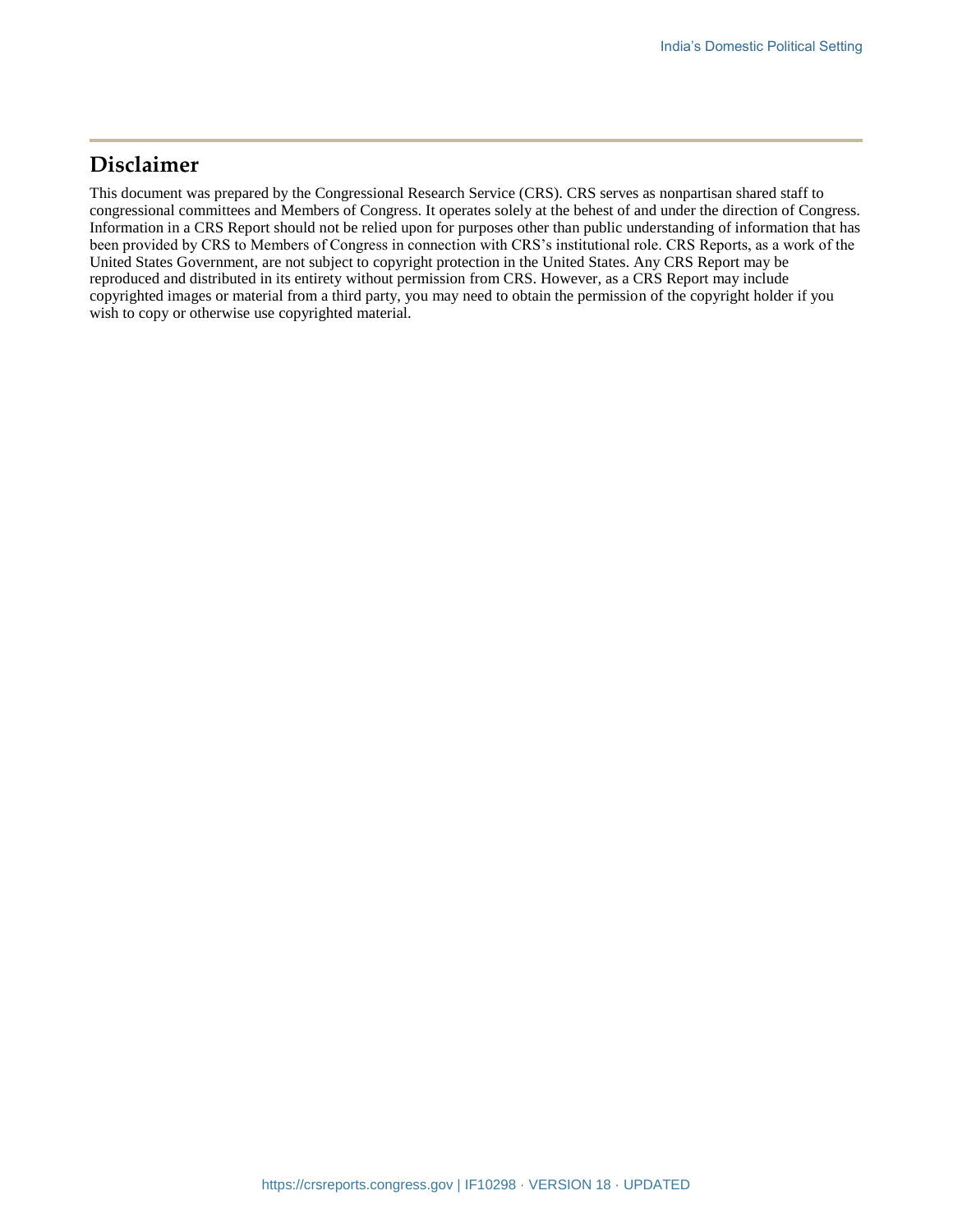## Disclaimer

This document was prepared by the Congressional Research Service (CRS). CRS serves as nonpartisan shared staff to congressional committees and Members of Congress. It operates solely at the behest of and under the direction of Congress. Information in a CRS Report should not be relied upon for purposes other than public understanding of information that has been provided by CRS to Members of Congress in connection with CRS's institutional role. CRS Reports, as a work of the United States Government, are not subject to copyright protection in the United States. Any CRS Report may be reproduced and distributed in its entirety without permission from CRS. However, as a CRS Report may include copyrighted images or material from a third party, you may need to obtain the permission of the copyright holder if you wish to copy or otherwise use copyrighted material.